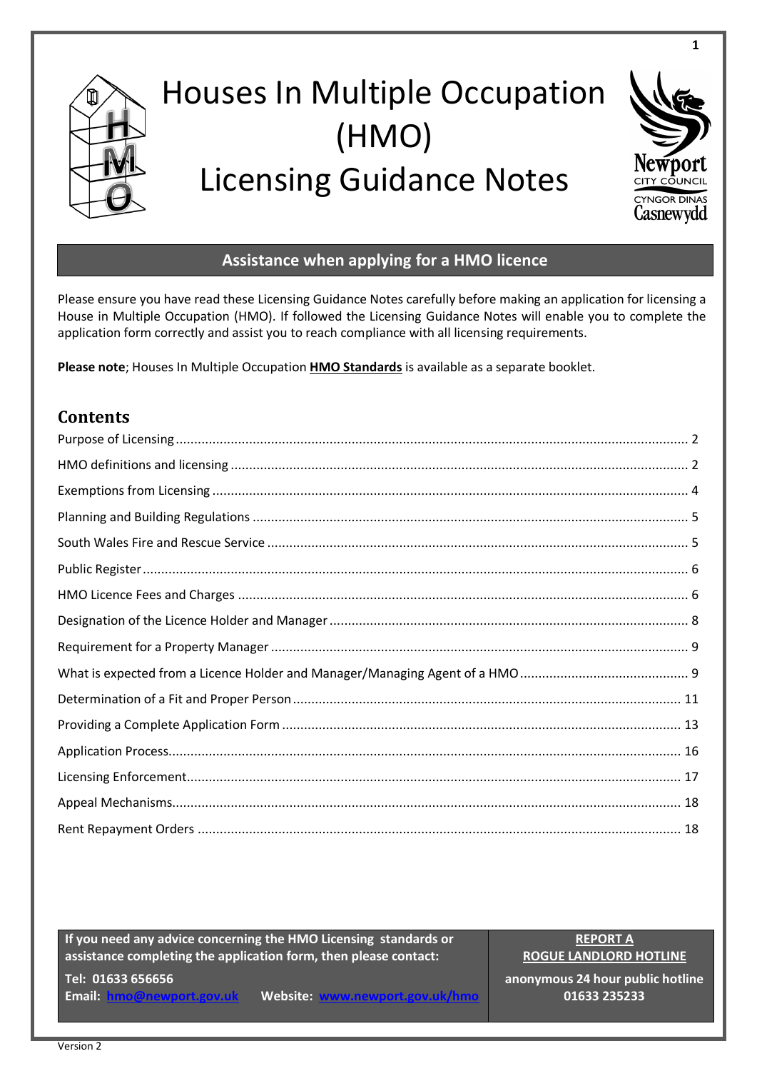# Houses In Multiple Occupation (HMO) Licensing Guidance Notes

## Assistance when applying for a HMO licence

Please ensure you have read these Licensing Guidance Notes carefully before making an application for licensing a House in Multiple Occupation (HMO). If followed the Licensing Guidance Notes will enable you to complete the application form correctly and assist you to reach compliance with all licensing requirements.

**Please note**; Houses In Multiple Occupation **HMO Standards** is available as a separate booklet.

## Contents

| | |
|---|---|
| Purpose of Licensing | 2 |
| HMO definitions and licensing | 2 |
| Exemptions from Licensing | 4 |
| Planning and Building Regulations | 5 |
| South Wales Fire and Rescue Service | 5 |
| Public Register | 6 |
| HMO Licence Fees and Charges | 6 |
| Designation of the Licence Holder and Manager | 8 |
| Requirement for a Property Manager | 9 |
| What is expected from a Licence Holder and Manager/Managing Agent of a HMO | 9 |
| Determination of a Fit and Proper Person | 11 |
| Providing a Complete Application Form | 13 |
| Application Process | 16 |
| Licensing Enforcement | 17 |
| Appeal Mechanisms | 18 |
| Rent Repayment Orders | 18 |

**If you need any advice concerning the HMO Licensing standards or assistance completing the application form, then please contact:**

**Tel: 01633 656656**

**Email: hmo@newport.gov.uk** **Website: www.newport.gov.uk/hmo**

**REPORT A ROGUE LANDLORD HOTLINE**

**anonymous 24 hour public hotline 01633 235233**

Version 2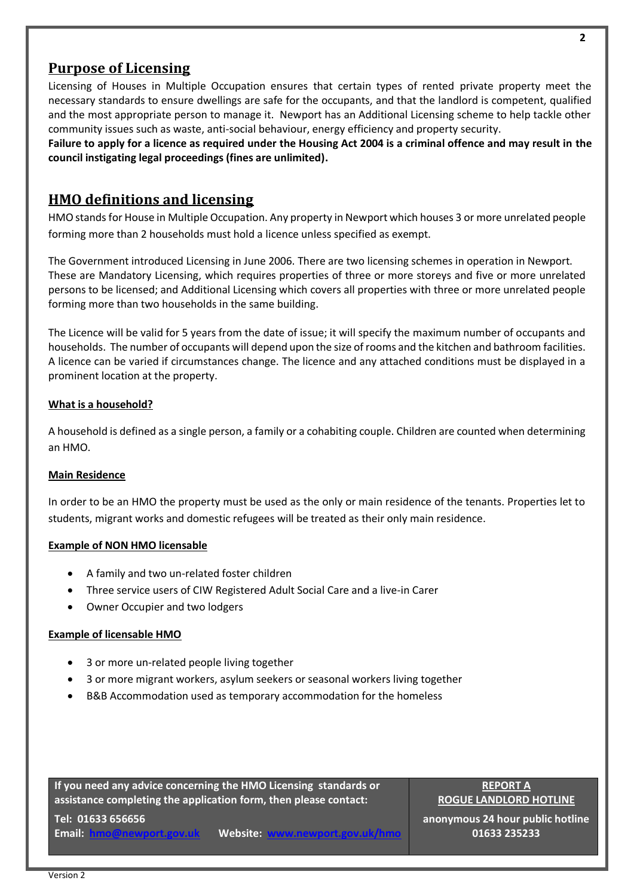## Purpose of Licensing

Licensing of Houses in Multiple Occupation ensures that certain types of rented private property meet the necessary standards to ensure dwellings are safe for the occupants, and that the landlord is competent, qualified and the most appropriate person to manage it. Newport has an Additional Licensing scheme to help tackle other community issues such as waste, anti-social behaviour, energy efficiency and property security.

**Failure to apply for a licence as required under the Housing Act 2004 is a criminal offence and may result in the council instigating legal proceedings (fines are unlimited).**

## HMO definitions and licensing

HMO stands for House in Multiple Occupation. Any property in Newport which houses 3 or more unrelated people forming more than 2 households must hold a licence unless specified as exempt.

The Government introduced Licensing in June 2006. There are two licensing schemes in operation in Newport. These are Mandatory Licensing, which requires properties of three or more storeys and five or more unrelated persons to be licensed; and Additional Licensing which covers all properties with three or more unrelated people forming more than two households in the same building.

The Licence will be valid for 5 years from the date of issue; it will specify the maximum number of occupants and households. The number of occupants will depend upon the size of rooms and the kitchen and bathroom facilities. A licence can be varied if circumstances change. The licence and any attached conditions must be displayed in a prominent location at the property.

### What is a household?

A household is defined as a single person, a family or a cohabiting couple. Children are counted when determining an HMO.

### Main Residence

In order to be an HMO the property must be used as the only or main residence of the tenants. Properties let to students, migrant works and domestic refugees will be treated as their only main residence.

### Example of NON HMO licensable

- A family and two un-related foster children
- Three service users of CIW Registered Adult Social Care and a live-in Carer
- Owner Occupier and two lodgers

### Example of licensable HMO

- 3 or more un-related people living together
- 3 or more migrant workers, asylum seekers or seasonal workers living together
- B&B Accommodation used as temporary accommodation for the homeless

| If you need any advice concerning the HMO Licensing standards or assistance completing the application form, then please contact: Tel: 01633 656656 Email: hmo@newport.gov.uk Website: www.newport.gov.uk/hmo | **REPORT A ROGUE LANDLORD HOTLINE** anonymous 24 hour public hotline 01633 235233 |
|---|---|

Version 2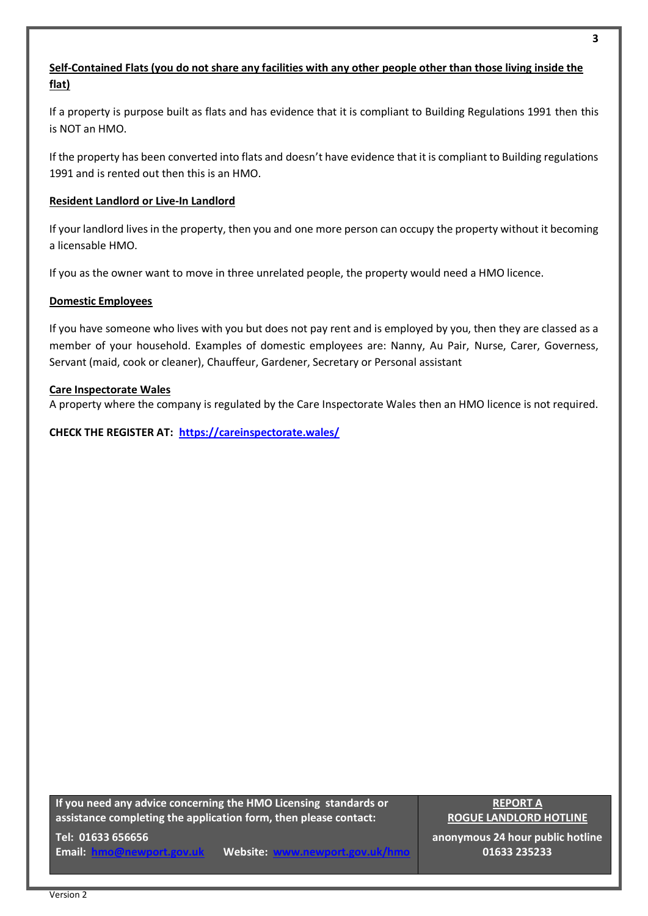**Self-Contained Flats (you do not share any facilities with any other people other than those living inside the flat)**

If a property is purpose built as flats and has evidence that it is compliant to Building Regulations 1991 then this is NOT an HMO.

If the property has been converted into flats and doesn't have evidence that it is compliant to Building regulations 1991 and is rented out then this is an HMO.

**Resident Landlord or Live-In Landlord**

If your landlord lives in the property, then you and one more person can occupy the property without it becoming a licensable HMO.

If you as the owner want to move in three unrelated people, the property would need a HMO licence.

**Domestic Employees**

If you have someone who lives with you but does not pay rent and is employed by you, then they are classed as a member of your household. Examples of domestic employees are: Nanny, Au Pair, Nurse, Carer, Governess, Servant (maid, cook or cleaner), Chauffeur, Gardener, Secretary or Personal assistant

**Care Inspectorate Wales**

A property where the company is regulated by the Care Inspectorate Wales then an HMO licence is not required.

**CHECK THE REGISTER AT: https://careinspectorate.wales/**

| If you need any advice concerning the HMO Licensing standards or assistance completing the application form, then please contact: Tel: 01633 656656 Email: hmo@newport.gov.uk Website: www.newport.gov.uk/hmo | **REPORT A ROGUE LANDLORD HOTLINE** anonymous 24 hour public hotline 01633 235233 |
|---|---|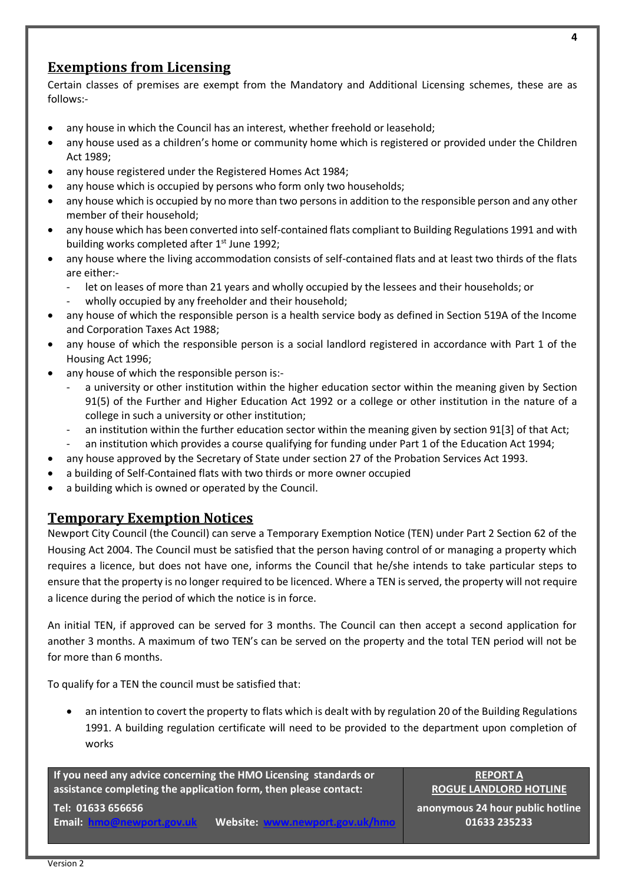## Exemptions from Licensing

Certain classes of premises are exempt from the Mandatory and Additional Licensing schemes, these are as follows:-

- any house in which the Council has an interest, whether freehold or leasehold;
- any house used as a children's home or community home which is registered or provided under the Children Act 1989;
- any house registered under the Registered Homes Act 1984;
- any house which is occupied by persons who form only two households;
- any house which is occupied by no more than two persons in addition to the responsible person and any other member of their household;
- any house which has been converted into self-contained flats compliant to Building Regulations 1991 and with building works completed after 1st June 1992;
- any house where the living accommodation consists of self-contained flats and at least two thirds of the flats are either:-
  - let on leases of more than 21 years and wholly occupied by the lessees and their households; or
  - wholly occupied by any freeholder and their household;
- any house of which the responsible person is a health service body as defined in Section 519A of the Income and Corporation Taxes Act 1988;
- any house of which the responsible person is a social landlord registered in accordance with Part 1 of the Housing Act 1996;
- any house of which the responsible person is:-
  - a university or other institution within the higher education sector within the meaning given by Section 91(5) of the Further and Higher Education Act 1992 or a college or other institution in the nature of a college in such a university or other institution;
  - an institution within the further education sector within the meaning given by section 91[3] of that Act;
  - an institution which provides a course qualifying for funding under Part 1 of the Education Act 1994;
- any house approved by the Secretary of State under section 27 of the Probation Services Act 1993.
- a building of Self-Contained flats with two thirds or more owner occupied
- a building which is owned or operated by the Council.

## Temporary Exemption Notices

Newport City Council (the Council) can serve a Temporary Exemption Notice (TEN) under Part 2 Section 62 of the Housing Act 2004. The Council must be satisfied that the person having control of or managing a property which requires a licence, but does not have one, informs the Council that he/she intends to take particular steps to ensure that the property is no longer required to be licenced. Where a TEN is served, the property will not require a licence during the period of which the notice is in force.

An initial TEN, if approved can be served for 3 months. The Council can then accept a second application for another 3 months. A maximum of two TEN's can be served on the property and the total TEN period will not be for more than 6 months.

To qualify for a TEN the council must be satisfied that:

- an intention to covert the property to flats which is dealt with by regulation 20 of the Building Regulations 1991. A building regulation certificate will need to be provided to the department upon completion of works

| If you need any advice concerning the HMO Licensing standards or assistance completing the application form, then please contact: Tel: 01633 656656 Email: hmo@newport.gov.uk Website: www.newport.gov.uk/hmo | REPORT A ROGUE LANDLORD HOTLINE anonymous 24 hour public hotline 01633 235233 |
|---|---|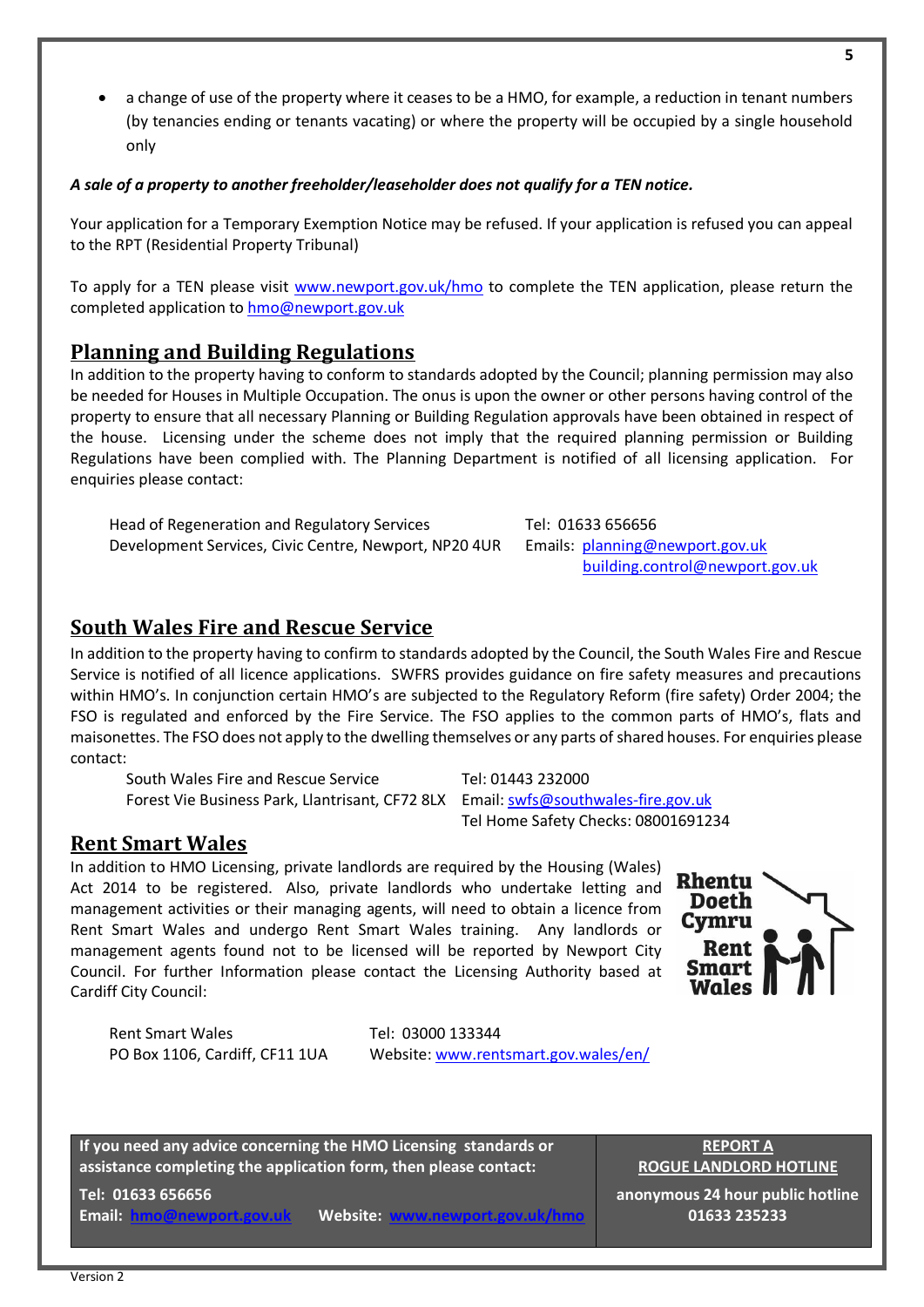- a change of use of the property where it ceases to be a HMO, for example, a reduction in tenant numbers (by tenancies ending or tenants vacating) or where the property will be occupied by a single household only

***A sale of a property to another freeholder/leaseholder does not qualify for a TEN notice.***

Your application for a Temporary Exemption Notice may be refused. If your application is refused you can appeal to the RPT (Residential Property Tribunal)

To apply for a TEN please visit www.newport.gov.uk/hmo to complete the TEN application, please return the completed application to hmo@newport.gov.uk

## Planning and Building Regulations

In addition to the property having to conform to standards adopted by the Council; planning permission may also be needed for Houses in Multiple Occupation. The onus is upon the owner or other persons having control of the property to ensure that all necessary Planning or Building Regulation approvals have been obtained in respect of the house. Licensing under the scheme does not imply that the required planning permission or Building Regulations have been complied with. The Planning Department is notified of all licensing application. For enquiries please contact:

Head of Regeneration and Regulatory Services
Development Services, Civic Centre, Newport, NP20 4UR

Tel: 01633 656656
Emails: planning@newport.gov.uk
building.control@newport.gov.uk

## South Wales Fire and Rescue Service

In addition to the property having to confirm to standards adopted by the Council, the South Wales Fire and Rescue Service is notified of all licence applications. SWFRS provides guidance on fire safety measures and precautions within HMO's. In conjunction certain HMO's are subjected to the Regulatory Reform (fire safety) Order 2004; the FSO is regulated and enforced by the Fire Service. The FSO applies to the common parts of HMO's, flats and maisonettes. The FSO does not apply to the dwelling themselves or any parts of shared houses. For enquiries please contact:

South Wales Fire and Rescue Service
Forest Vie Business Park, Llantrisant, CF72 8LX

Tel: 01443 232000
Email: swfs@southwales-fire.gov.uk
Tel Home Safety Checks: 08001691234

## Rent Smart Wales

In addition to HMO Licensing, private landlords are required by the Housing (Wales) Act 2014 to be registered. Also, private landlords who undertake letting and management activities or their managing agents, will need to obtain a licence from Rent Smart Wales and undergo Rent Smart Wales training. Any landlords or management agents found not to be licensed will be reported by Newport City Council. For further Information please contact the Licensing Authority based at Cardiff City Council:

Rhentu Doeth Cymru
Rent Smart Wales

Rent Smart Wales
PO Box 1106, Cardiff, CF11 1UA

Tel: 03000 133344
Website: www.rentsmart.gov.wales/en/

**If you need any advice concerning the HMO Licensing standards or assistance completing the application form, then please contact:**

**Tel: 01633 656656**
**Email: hmo@newport.gov.uk Website: www.newport.gov.uk/hmo**

**REPORT A ROGUE LANDLORD HOTLINE**

**anonymous 24 hour public hotline**
**01633 235233**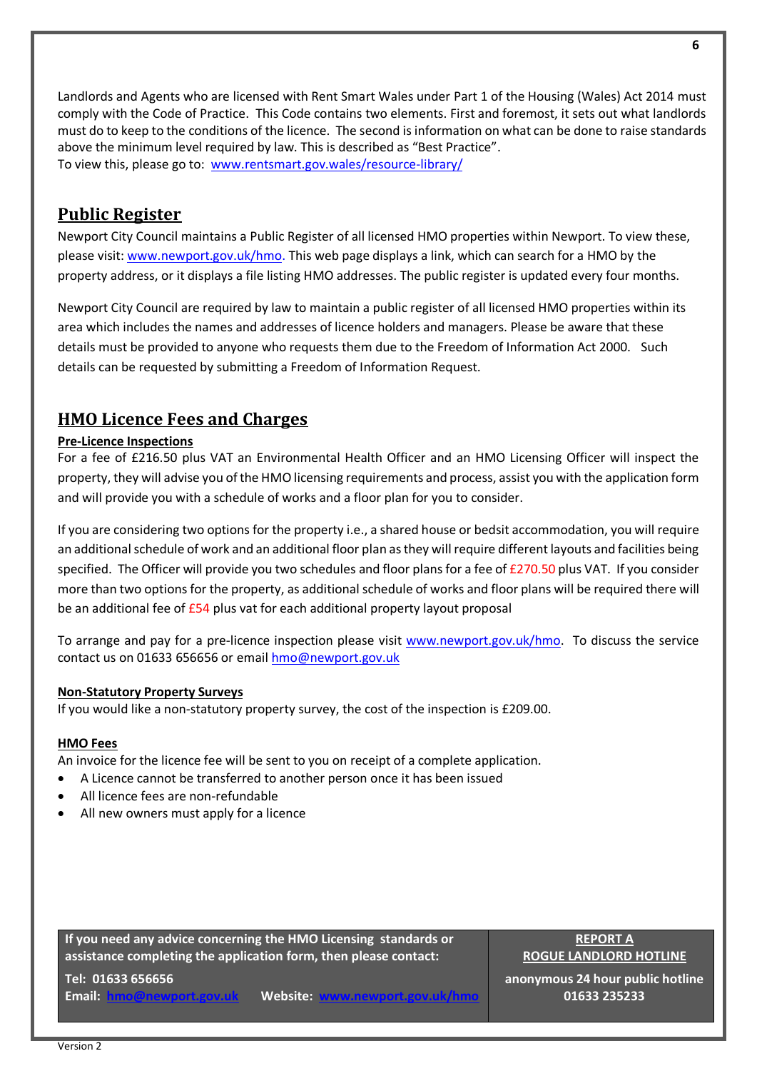Landlords and Agents who are licensed with Rent Smart Wales under Part 1 of the Housing (Wales) Act 2014 must comply with the Code of Practice. This Code contains two elements. First and foremost, it sets out what landlords must do to keep to the conditions of the licence. The second is information on what can be done to raise standards above the minimum level required by law. This is described as "Best Practice".
To view this, please go to: www.rentsmart.gov.wales/resource-library/

## Public Register

Newport City Council maintains a Public Register of all licensed HMO properties within Newport. To view these, please visit: www.newport.gov.uk/hmo. This web page displays a link, which can search for a HMO by the property address, or it displays a file listing HMO addresses. The public register is updated every four months.

Newport City Council are required by law to maintain a public register of all licensed HMO properties within its area which includes the names and addresses of licence holders and managers. Please be aware that these details must be provided to anyone who requests them due to the Freedom of Information Act 2000. Such details can be requested by submitting a Freedom of Information Request.

## HMO Licence Fees and Charges

### Pre-Licence Inspections

For a fee of £216.50 plus VAT an Environmental Health Officer and an HMO Licensing Officer will inspect the property, they will advise you of the HMO licensing requirements and process, assist you with the application form and will provide you with a schedule of works and a floor plan for you to consider.

If you are considering two options for the property i.e., a shared house or bedsit accommodation, you will require an additional schedule of work and an additional floor plan as they will require different layouts and facilities being specified. The Officer will provide you two schedules and floor plans for a fee of £270.50 plus VAT. If you consider more than two options for the property, as additional schedule of works and floor plans will be required there will be an additional fee of £54 plus vat for each additional property layout proposal

To arrange and pay for a pre-licence inspection please visit www.newport.gov.uk/hmo. To discuss the service contact us on 01633 656656 or email hmo@newport.gov.uk

### Non-Statutory Property Surveys

If you would like a non-statutory property survey, the cost of the inspection is £209.00.

### HMO Fees

An invoice for the licence fee will be sent to you on receipt of a complete application.

- A Licence cannot be transferred to another person once it has been issued
- All licence fees are non-refundable
- All new owners must apply for a licence

| If you need any advice concerning the HMO Licensing standards or assistance completing the application form, then please contact: Tel: 01633 656656 Email: hmo@newport.gov.uk Website: www.newport.gov.uk/hmo | REPORT A ROGUE LANDLORD HOTLINE anonymous 24 hour public hotline 01633 235233 |
|---|---|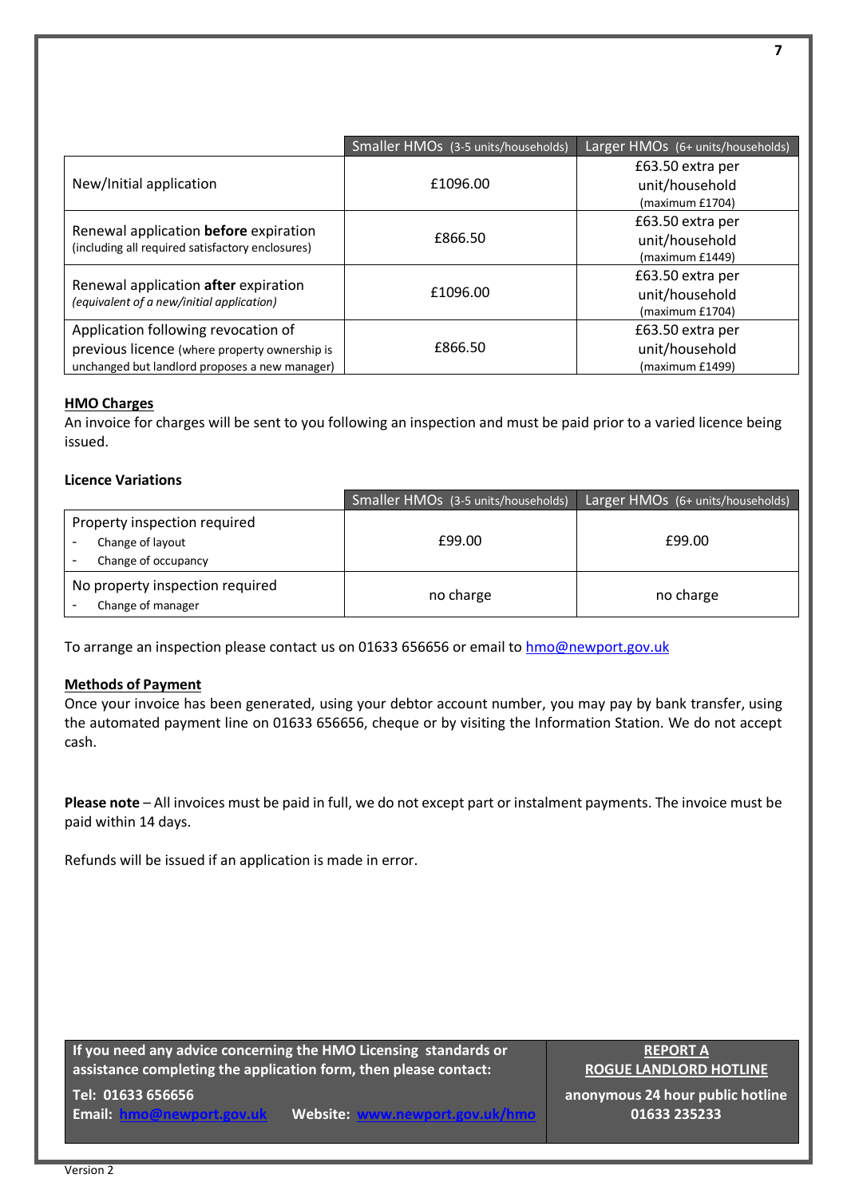| | Smaller HMOs (3-5 units/households) | Larger HMOs (6+ units/households) |
|---|---|---|
| New/Initial application | £1096.00 | £63.50 extra per unit/household (maximum £1704) |
| Renewal application **before** expiration (including all required satisfactory enclosures) | £866.50 | £63.50 extra per unit/household (maximum £1449) |
| Renewal application **after** expiration *(equivalent of a new/initial application)* | £1096.00 | £63.50 extra per unit/household (maximum £1704) |
| Application following revocation of previous licence (where property ownership is unchanged but landlord proposes a new manager) | £866.50 | £63.50 extra per unit/household (maximum £1499) |

**HMO Charges**

An invoice for charges will be sent to you following an inspection and must be paid prior to a varied licence being issued.

**Licence Variations**

| | Smaller HMOs (3-5 units/households) | Larger HMOs (6+ units/households) |
|---|---|---|
| Property inspection required<br>- Change of layout<br>- Change of occupancy | £99.00 | £99.00 |
| No property inspection required<br>- Change of manager | no charge | no charge |

To arrange an inspection please contact us on 01633 656656 or email to hmo@newport.gov.uk

**Methods of Payment**

Once your invoice has been generated, using your debtor account number, you may pay by bank transfer, using the automated payment line on 01633 656656, cheque or by visiting the Information Station. We do not accept cash.

**Please note** – All invoices must be paid in full, we do not except part or instalment payments. The invoice must be paid within 14 days.

Refunds will be issued if an application is made in error.

| **If you need any advice concerning the HMO Licensing standards or assistance completing the application form, then please contact:**<br>**Tel: 01633 656656**<br>**Email: hmo@newport.gov.uk Website: www.newport.gov.uk/hmo** | **REPORT A ROGUE LANDLORD HOTLINE**<br>**anonymous 24 hour public hotline 01633 235233** |
|---|---|

Version 2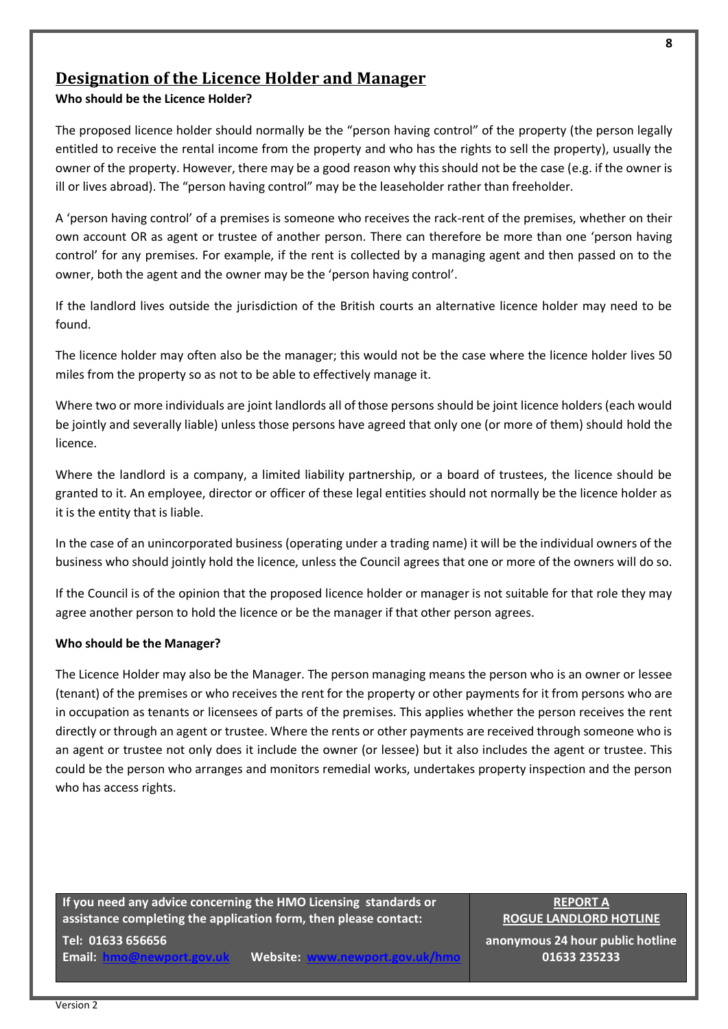## Designation of the Licence Holder and Manager

**Who should be the Licence Holder?**

The proposed licence holder should normally be the "person having control" of the property (the person legally entitled to receive the rental income from the property and who has the rights to sell the property), usually the owner of the property. However, there may be a good reason why this should not be the case (e.g. if the owner is ill or lives abroad). The "person having control" may be the leaseholder rather than freeholder.

A 'person having control' of a premises is someone who receives the rack-rent of the premises, whether on their own account OR as agent or trustee of another person. There can therefore be more than one 'person having control' for any premises. For example, if the rent is collected by a managing agent and then passed on to the owner, both the agent and the owner may be the 'person having control'.

If the landlord lives outside the jurisdiction of the British courts an alternative licence holder may need to be found.

The licence holder may often also be the manager; this would not be the case where the licence holder lives 50 miles from the property so as not to be able to effectively manage it.

Where two or more individuals are joint landlords all of those persons should be joint licence holders (each would be jointly and severally liable) unless those persons have agreed that only one (or more of them) should hold the licence.

Where the landlord is a company, a limited liability partnership, or a board of trustees, the licence should be granted to it. An employee, director or officer of these legal entities should not normally be the licence holder as it is the entity that is liable.

In the case of an unincorporated business (operating under a trading name) it will be the individual owners of the business who should jointly hold the licence, unless the Council agrees that one or more of the owners will do so.

If the Council is of the opinion that the proposed licence holder or manager is not suitable for that role they may agree another person to hold the licence or be the manager if that other person agrees.

**Who should be the Manager?**

The Licence Holder may also be the Manager. The person managing means the person who is an owner or lessee (tenant) of the premises or who receives the rent for the property or other payments for it from persons who are in occupation as tenants or licensees of parts of the premises. This applies whether the person receives the rent directly or through an agent or trustee. Where the rents or other payments are received through someone who is an agent or trustee not only does it include the owner (or lessee) but it also includes the agent or trustee. This could be the person who arranges and monitors remedial works, undertakes property inspection and the person who has access rights.

| **If you need any advice concerning the HMO Licensing standards or assistance completing the application form, then please contact:** **Tel: 01633 656656** **Email: [hmo@newport.gov.uk](mailto:hmo@newport.gov.uk) Website: [www.newport.gov.uk/hmo](http://www.newport.gov.uk/hmo)** | **REPORT A ROGUE LANDLORD HOTLINE** **anonymous 24 hour public hotline 01633 235233** |
|---|---|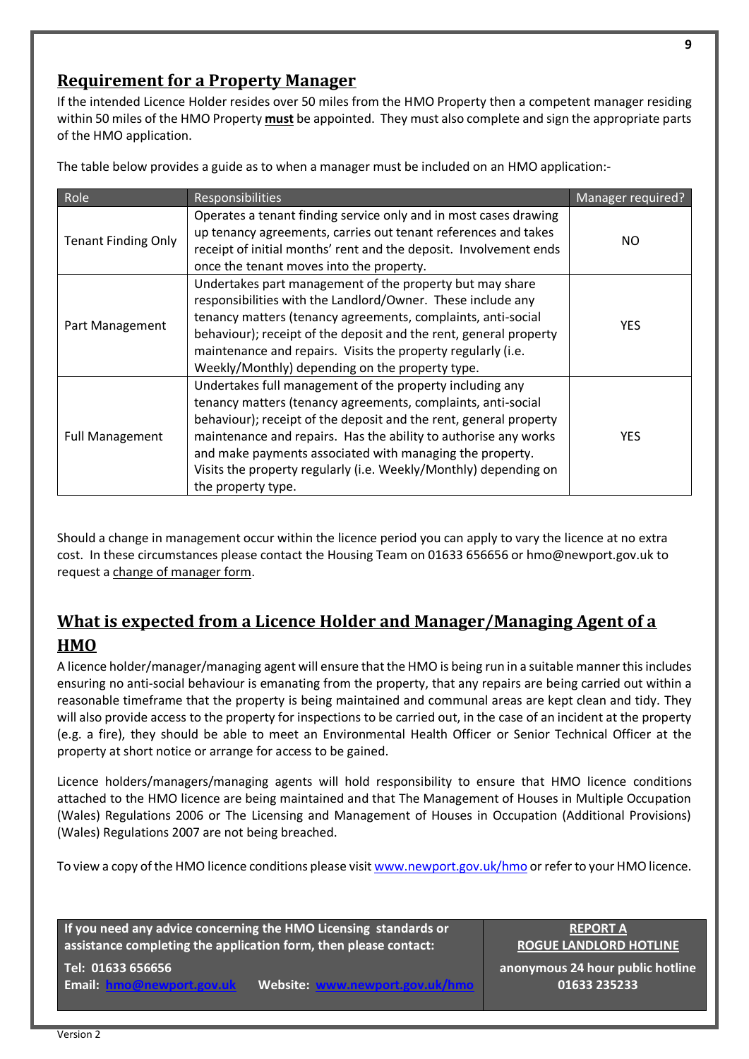## Requirement for a Property Manager

If the intended Licence Holder resides over 50 miles from the HMO Property then a competent manager residing within 50 miles of the HMO Property **must** be appointed. They must also complete and sign the appropriate parts of the HMO application.

The table below provides a guide as to when a manager must be included on an HMO application:-

| Role | Responsibilities | Manager required? |
|---|---|---|
| Tenant Finding Only | Operates a tenant finding service only and in most cases drawing up tenancy agreements, carries out tenant references and takes receipt of initial months' rent and the deposit. Involvement ends once the tenant moves into the property. | NO |
| Part Management | Undertakes part management of the property but may share responsibilities with the Landlord/Owner. These include any tenancy matters (tenancy agreements, complaints, anti-social behaviour); receipt of the deposit and the rent, general property maintenance and repairs. Visits the property regularly (i.e. Weekly/Monthly) depending on the property type. | YES |
| Full Management | Undertakes full management of the property including any tenancy matters (tenancy agreements, complaints, anti-social behaviour); receipt of the deposit and the rent, general property maintenance and repairs. Has the ability to authorise any works and make payments associated with managing the property. Visits the property regularly (i.e. Weekly/Monthly) depending on the property type. | YES |

Should a change in management occur within the licence period you can apply to vary the licence at no extra cost. In these circumstances please contact the Housing Team on 01633 656656 or hmo@newport.gov.uk to request a change of manager form.

## What is expected from a Licence Holder and Manager/Managing Agent of a HMO

A licence holder/manager/managing agent will ensure that the HMO is being run in a suitable manner this includes ensuring no anti-social behaviour is emanating from the property, that any repairs are being carried out within a reasonable timeframe that the property is being maintained and communal areas are kept clean and tidy. They will also provide access to the property for inspections to be carried out, in the case of an incident at the property (e.g. a fire), they should be able to meet an Environmental Health Officer or Senior Technical Officer at the property at short notice or arrange for access to be gained.

Licence holders/managers/managing agents will hold responsibility to ensure that HMO licence conditions attached to the HMO licence are being maintained and that The Management of Houses in Multiple Occupation (Wales) Regulations 2006 or The Licensing and Management of Houses in Occupation (Additional Provisions) (Wales) Regulations 2007 are not being breached.

To view a copy of the HMO licence conditions please visit www.newport.gov.uk/hmo or refer to your HMO licence.

| If you need any advice concerning the HMO Licensing standards or assistance completing the application form, then please contact: Tel: 01633 656656 Email: hmo@newport.gov.uk Website: www.newport.gov.uk/hmo | REPORT A ROGUE LANDLORD HOTLINE anonymous 24 hour public hotline 01633 235233 |
|---|---|

Version 2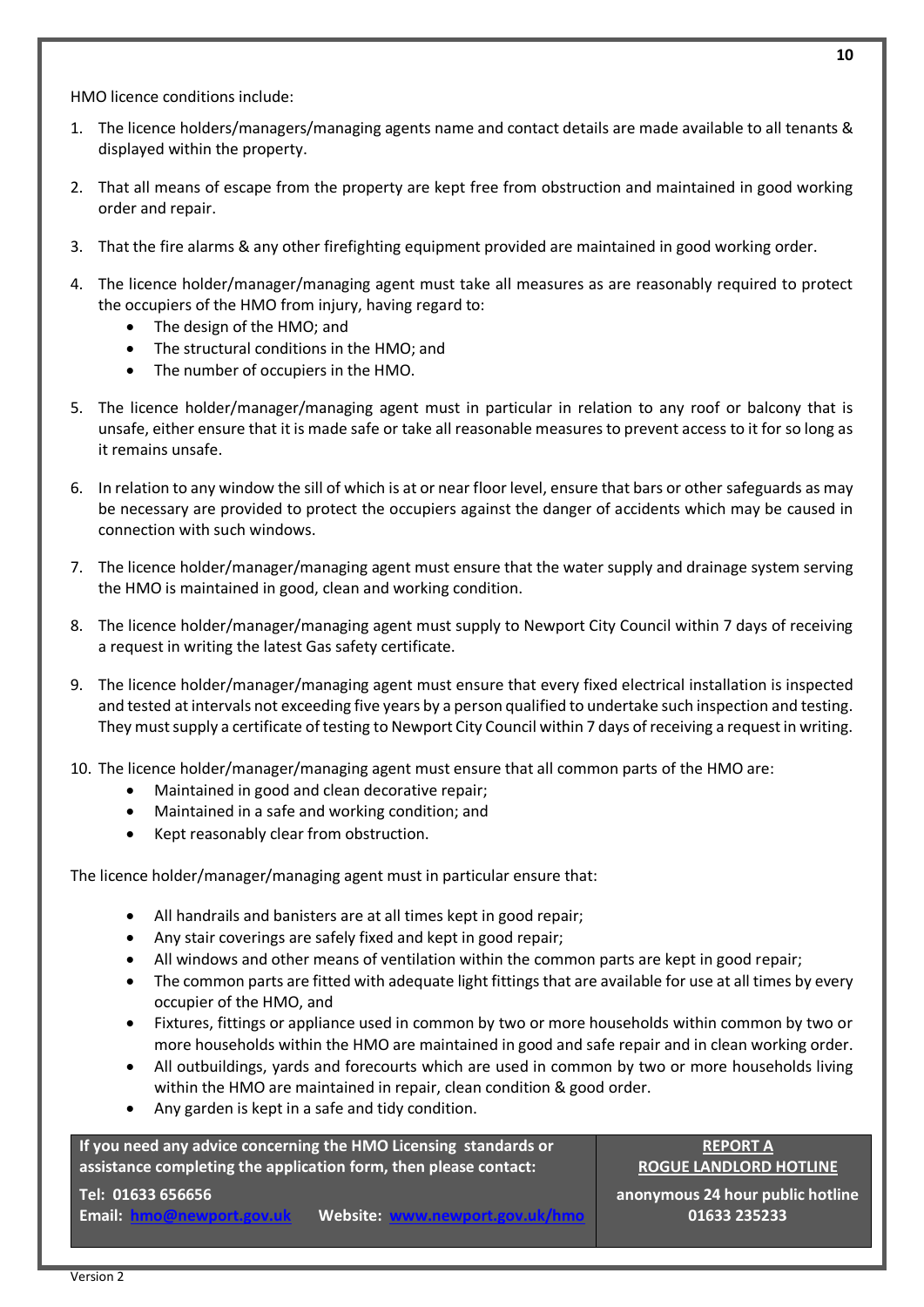HMO licence conditions include:

1. The licence holders/managers/managing agents name and contact details are made available to all tenants & displayed within the property.

2. That all means of escape from the property are kept free from obstruction and maintained in good working order and repair.

3. That the fire alarms & any other firefighting equipment provided are maintained in good working order.

4. The licence holder/manager/managing agent must take all measures as are reasonably required to protect the occupiers of the HMO from injury, having regard to:
   - The design of the HMO; and
   - The structural conditions in the HMO; and
   - The number of occupiers in the HMO.

5. The licence holder/manager/managing agent must in particular in relation to any roof or balcony that is unsafe, either ensure that it is made safe or take all reasonable measures to prevent access to it for so long as it remains unsafe.

6. In relation to any window the sill of which is at or near floor level, ensure that bars or other safeguards as may be necessary are provided to protect the occupiers against the danger of accidents which may be caused in connection with such windows.

7. The licence holder/manager/managing agent must ensure that the water supply and drainage system serving the HMO is maintained in good, clean and working condition.

8. The licence holder/manager/managing agent must supply to Newport City Council within 7 days of receiving a request in writing the latest Gas safety certificate.

9. The licence holder/manager/managing agent must ensure that every fixed electrical installation is inspected and tested at intervals not exceeding five years by a person qualified to undertake such inspection and testing. They must supply a certificate of testing to Newport City Council within 7 days of receiving a request in writing.

10. The licence holder/manager/managing agent must ensure that all common parts of the HMO are:
    - Maintained in good and clean decorative repair;
    - Maintained in a safe and working condition; and
    - Kept reasonably clear from obstruction.

The licence holder/manager/managing agent must in particular ensure that:

- All handrails and banisters are at all times kept in good repair;
- Any stair coverings are safely fixed and kept in good repair;
- All windows and other means of ventilation within the common parts are kept in good repair;
- The common parts are fitted with adequate light fittings that are available for use at all times by every occupier of the HMO, and
- Fixtures, fittings or appliance used in common by two or more households within common by two or more households within the HMO are maintained in good and safe repair and in clean working order.
- All outbuildings, yards and forecourts which are used in common by two or more households living within the HMO are maintained in repair, clean condition & good order.
- Any garden is kept in a safe and tidy condition.

| **If you need any advice concerning the HMO Licensing standards or assistance completing the application form, then please contact:** **Tel: 01633 656656** **Email: [hmo@newport.gov.uk](mailto:hmo@newport.gov.uk) Website: [www.newport.gov.uk/hmo](http://www.newport.gov.uk/hmo)** | **REPORT A ROGUE LANDLORD HOTLINE** **anonymous 24 hour public hotline 01633 235233** |
| --- | --- |

Version 2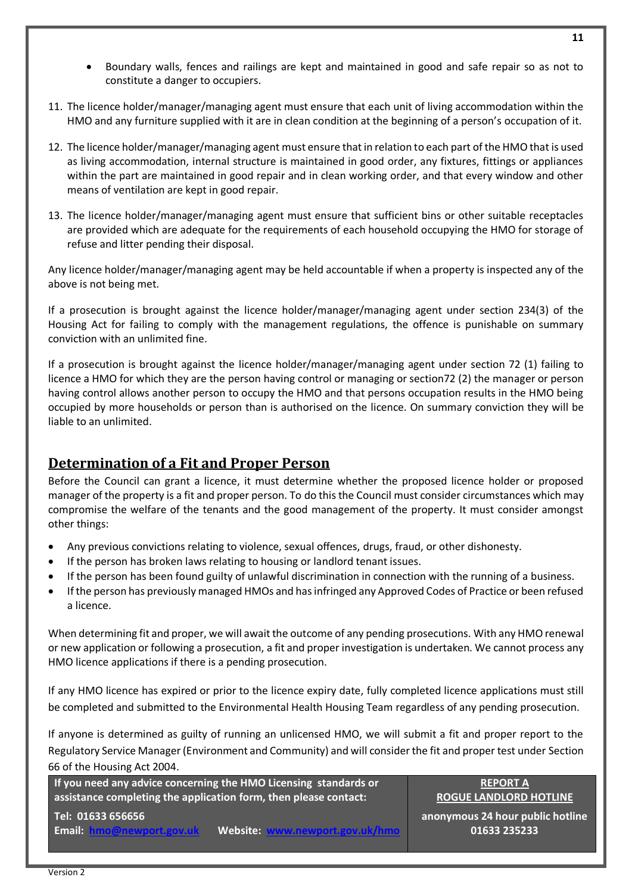- Boundary walls, fences and railings are kept and maintained in good and safe repair so as not to constitute a danger to occupiers.

11. The licence holder/manager/managing agent must ensure that each unit of living accommodation within the HMO and any furniture supplied with it are in clean condition at the beginning of a person's occupation of it.

12. The licence holder/manager/managing agent must ensure that in relation to each part of the HMO that is used as living accommodation, internal structure is maintained in good order, any fixtures, fittings or appliances within the part are maintained in good repair and in clean working order, and that every window and other means of ventilation are kept in good repair.

13. The licence holder/manager/managing agent must ensure that sufficient bins or other suitable receptacles are provided which are adequate for the requirements of each household occupying the HMO for storage of refuse and litter pending their disposal.

Any licence holder/manager/managing agent may be held accountable if when a property is inspected any of the above is not being met.

If a prosecution is brought against the licence holder/manager/managing agent under section 234(3) of the Housing Act for failing to comply with the management regulations, the offence is punishable on summary conviction with an unlimited fine.

If a prosecution is brought against the licence holder/manager/managing agent under section 72 (1) failing to licence a HMO for which they are the person having control or managing or section72 (2) the manager or person having control allows another person to occupy the HMO and that persons occupation results in the HMO being occupied by more households or person than is authorised on the licence. On summary conviction they will be liable to an unlimited.

## Determination of a Fit and Proper Person

Before the Council can grant a licence, it must determine whether the proposed licence holder or proposed manager of the property is a fit and proper person. To do this the Council must consider circumstances which may compromise the welfare of the tenants and the good management of the property. It must consider amongst other things:

- Any previous convictions relating to violence, sexual offences, drugs, fraud, or other dishonesty.
- If the person has broken laws relating to housing or landlord tenant issues.
- If the person has been found guilty of unlawful discrimination in connection with the running of a business.
- If the person has previously managed HMOs and has infringed any Approved Codes of Practice or been refused a licence.

When determining fit and proper, we will await the outcome of any pending prosecutions. With any HMO renewal or new application or following a prosecution, a fit and proper investigation is undertaken. We cannot process any HMO licence applications if there is a pending prosecution.

If any HMO licence has expired or prior to the licence expiry date, fully completed licence applications must still be completed and submitted to the Environmental Health Housing Team regardless of any pending prosecution.

If anyone is determined as guilty of running an unlicensed HMO, we will submit a fit and proper report to the Regulatory Service Manager (Environment and Community) and will consider the fit and proper test under Section 66 of the Housing Act 2004.

| If you need any advice concerning the HMO Licensing standards or assistance completing the application form, then please contact: | **REPORT A ROGUE LANDLORD HOTLINE** |
|---|---|
| **Tel: 01633 656656** <br> **Email: hmo@newport.gov.uk** **Website: www.newport.gov.uk/hmo** | **anonymous 24 hour public hotline 01633 235233** |

Version 2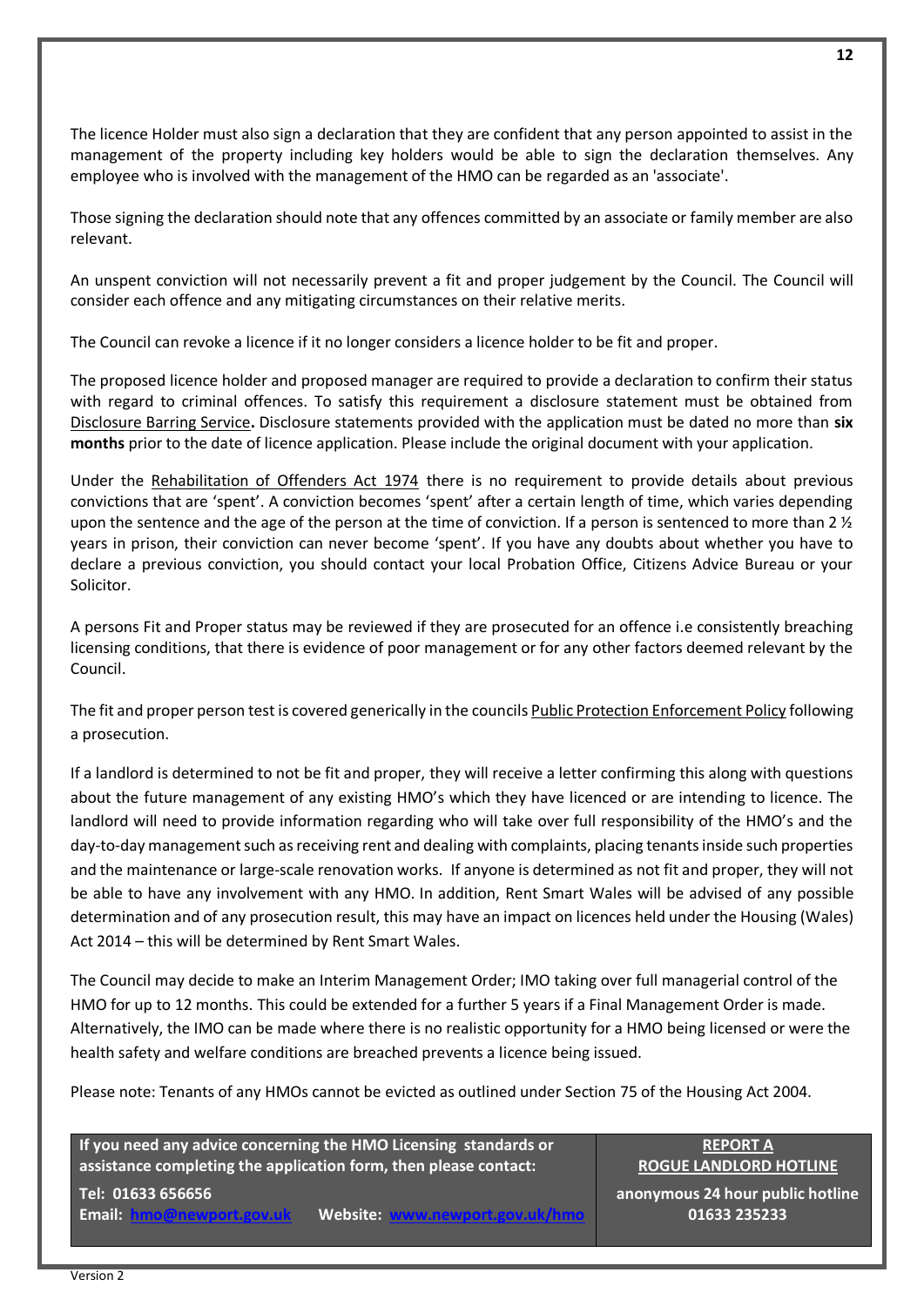The licence Holder must also sign a declaration that they are confident that any person appointed to assist in the management of the property including key holders would be able to sign the declaration themselves. Any employee who is involved with the management of the HMO can be regarded as an 'associate'.

Those signing the declaration should note that any offences committed by an associate or family member are also relevant.

An unspent conviction will not necessarily prevent a fit and proper judgement by the Council. The Council will consider each offence and any mitigating circumstances on their relative merits.

The Council can revoke a licence if it no longer considers a licence holder to be fit and proper.

The proposed licence holder and proposed manager are required to provide a declaration to confirm their status with regard to criminal offences. To satisfy this requirement a disclosure statement must be obtained from Disclosure Barring Service**.** Disclosure statements provided with the application must be dated no more than **six months** prior to the date of licence application. Please include the original document with your application.

Under the Rehabilitation of Offenders Act 1974 there is no requirement to provide details about previous convictions that are 'spent'. A conviction becomes 'spent' after a certain length of time, which varies depending upon the sentence and the age of the person at the time of conviction. If a person is sentenced to more than 2 ½ years in prison, their conviction can never become 'spent'. If you have any doubts about whether you have to declare a previous conviction, you should contact your local Probation Office, Citizens Advice Bureau or your Solicitor.

A persons Fit and Proper status may be reviewed if they are prosecuted for an offence i.e consistently breaching licensing conditions, that there is evidence of poor management or for any other factors deemed relevant by the Council.

The fit and proper person test is covered generically in the councils Public Protection Enforcement Policy following a prosecution.

If a landlord is determined to not be fit and proper, they will receive a letter confirming this along with questions about the future management of any existing HMO's which they have licenced or are intending to licence. The landlord will need to provide information regarding who will take over full responsibility of the HMO's and the day-to-day management such as receiving rent and dealing with complaints, placing tenants inside such properties and the maintenance or large-scale renovation works. If anyone is determined as not fit and proper, they will not be able to have any involvement with any HMO. In addition, Rent Smart Wales will be advised of any possible determination and of any prosecution result, this may have an impact on licences held under the Housing (Wales) Act 2014 – this will be determined by Rent Smart Wales.

The Council may decide to make an Interim Management Order; IMO taking over full managerial control of the HMO for up to 12 months. This could be extended for a further 5 years if a Final Management Order is made. Alternatively, the IMO can be made where there is no realistic opportunity for a HMO being licensed or were the health safety and welfare conditions are breached prevents a licence being issued.

Please note: Tenants of any HMOs cannot be evicted as outlined under Section 75 of the Housing Act 2004.

| If you need any advice concerning the HMO Licensing standards or assistance completing the application form, then please contact: | **REPORT A ROGUE LANDLORD HOTLINE** |
|---|---|
| **Tel: 01633 656656**<br>**Email: hmo@newport.gov.uk Website: www.newport.gov.uk/hmo** | **anonymous 24 hour public hotline 01633 235233** |

Version 2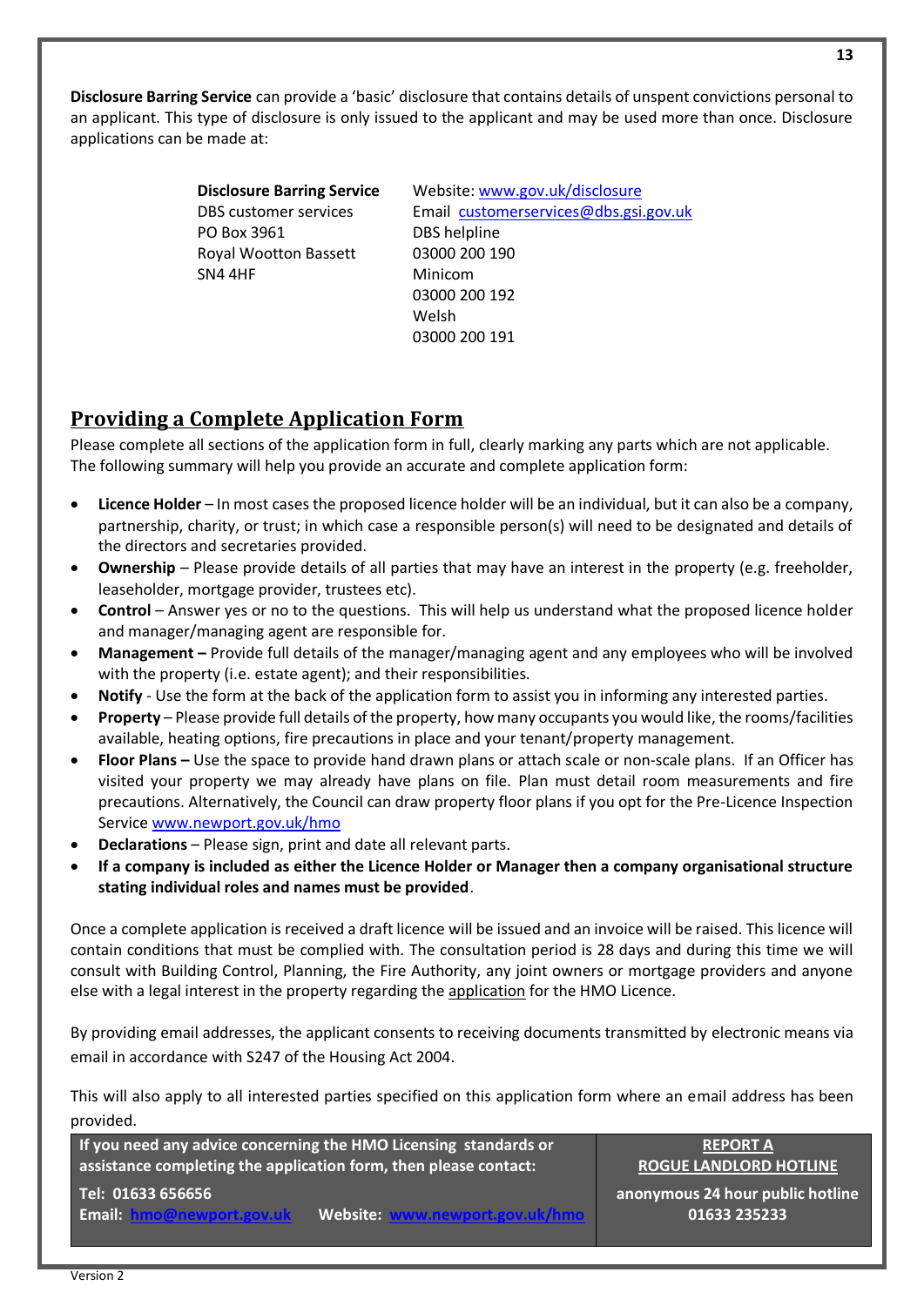**Disclosure Barring Service** can provide a 'basic' disclosure that contains details of unspent convictions personal to an applicant. This type of disclosure is only issued to the applicant and may be used more than once. Disclosure applications can be made at:

| | |
|---|---|
| **Disclosure Barring Service** | Website: www.gov.uk/disclosure |
| DBS customer services | Email customerservices@dbs.gsi.gov.uk |
| PO Box 3961 | DBS helpline |
| Royal Wootton Bassett | 03000 200 190 |
| SN4 4HF | Minicom |
| | 03000 200 192 |
| | Welsh |
| | 03000 200 191 |

## Providing a Complete Application Form

Please complete all sections of the application form in full, clearly marking any parts which are not applicable. The following summary will help you provide an accurate and complete application form:

- **Licence Holder** – In most cases the proposed licence holder will be an individual, but it can also be a company, partnership, charity, or trust; in which case a responsible person(s) will need to be designated and details of the directors and secretaries provided.
- **Ownership** – Please provide details of all parties that may have an interest in the property (e.g. freeholder, leaseholder, mortgage provider, trustees etc).
- **Control** – Answer yes or no to the questions. This will help us understand what the proposed licence holder and manager/managing agent are responsible for.
- **Management –** Provide full details of the manager/managing agent and any employees who will be involved with the property (i.e. estate agent); and their responsibilities.
- **Notify** - Use the form at the back of the application form to assist you in informing any interested parties.
- **Property** – Please provide full details of the property, how many occupants you would like, the rooms/facilities available, heating options, fire precautions in place and your tenant/property management.
- **Floor Plans –** Use the space to provide hand drawn plans or attach scale or non-scale plans. If an Officer has visited your property we may already have plans on file. Plan must detail room measurements and fire precautions. Alternatively, the Council can draw property floor plans if you opt for the Pre-Licence Inspection Service www.newport.gov.uk/hmo
- **Declarations** – Please sign, print and date all relevant parts.
- **If a company is included as either the Licence Holder or Manager then a company organisational structure stating individual roles and names must be provided**.

Once a complete application is received a draft licence will be issued and an invoice will be raised. This licence will contain conditions that must be complied with. The consultation period is 28 days and during this time we will consult with Building Control, Planning, the Fire Authority, any joint owners or mortgage providers and anyone else with a legal interest in the property regarding the application for the HMO Licence.

By providing email addresses, the applicant consents to receiving documents transmitted by electronic means via email in accordance with S247 of the Housing Act 2004.

This will also apply to all interested parties specified on this application form where an email address has been provided.

| **If you need any advice concerning the HMO Licensing standards or assistance completing the application form, then please contact:** | **REPORT A ROGUE LANDLORD HOTLINE** |
|---|---|
| **Tel: 01633 656656**<br>**Email: hmo@newport.gov.uk Website: www.newport.gov.uk/hmo** | **anonymous 24 hour public hotline 01633 235233** |

Version 2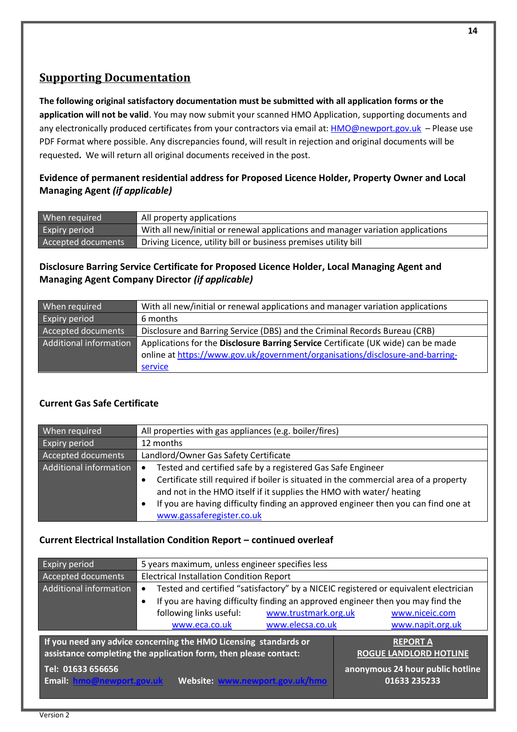## Supporting Documentation

**The following original satisfactory documentation must be submitted with all application forms or the application will not be valid**. You may now submit your scanned HMO Application, supporting documents and any electronically produced certificates from your contractors via email at: HMO@newport.gov.uk – Please use PDF Format where possible. Any discrepancies found, will result in rejection and original documents will be requested**.** We will return all original documents received in the post.

### Evidence of permanent residential address for Proposed Licence Holder, Property Owner and Local Managing Agent *(if applicable)*

| | |
|---|---|
| When required | All property applications |
| Expiry period | With all new/initial or renewal applications and manager variation applications |
| Accepted documents | Driving Licence, utility bill or business premises utility bill |

### Disclosure Barring Service Certificate for Proposed Licence Holder, Local Managing Agent and Managing Agent Company Director *(if applicable)*

| | |
|---|---|
| When required | With all new/initial or renewal applications and manager variation applications |
| Expiry period | 6 months |
| Accepted documents | Disclosure and Barring Service (DBS) and the Criminal Records Bureau (CRB) |
| Additional information | Applications for the **Disclosure Barring Service** Certificate (UK wide) can be made online at https://www.gov.uk/government/organisations/disclosure-and-barring-service |

### Current Gas Safe Certificate

| | |
|---|---|
| When required | All properties with gas appliances (e.g. boiler/fires) |
| Expiry period | 12 months |
| Accepted documents | Landlord/Owner Gas Safety Certificate |
| Additional information | • Tested and certified safe by a registered Gas Safe Engineer<br>• Certificate still required if boiler is situated in the commercial area of a property and not in the HMO itself if it supplies the HMO with water/ heating<br>• If you are having difficulty finding an approved engineer then you can find one at www.gassaferegister.co.uk |

### Current Electrical Installation Condition Report – continued overleaf

| | |
|---|---|
| Expiry period | 5 years maximum, unless engineer specifies less |
| Accepted documents | Electrical Installation Condition Report |
| Additional information | • Tested and certified "satisfactory" by a NICEIC registered or equivalent electrician<br>• If you are having difficulty finding an approved engineer then you may find the following links useful: www.trustmark.org.uk www.niceic.com www.eca.co.uk www.elecsa.co.uk www.napit.org.uk |

**If you need any advice concerning the HMO Licensing standards or assistance completing the application form, then please contact:**

**Tel: 01633 656656**
**Email: hmo@newport.gov.uk Website: www.newport.gov.uk/hmo**

**REPORT A ROGUE LANDLORD HOTLINE**
**anonymous 24 hour public hotline 01633 235233**

Version 2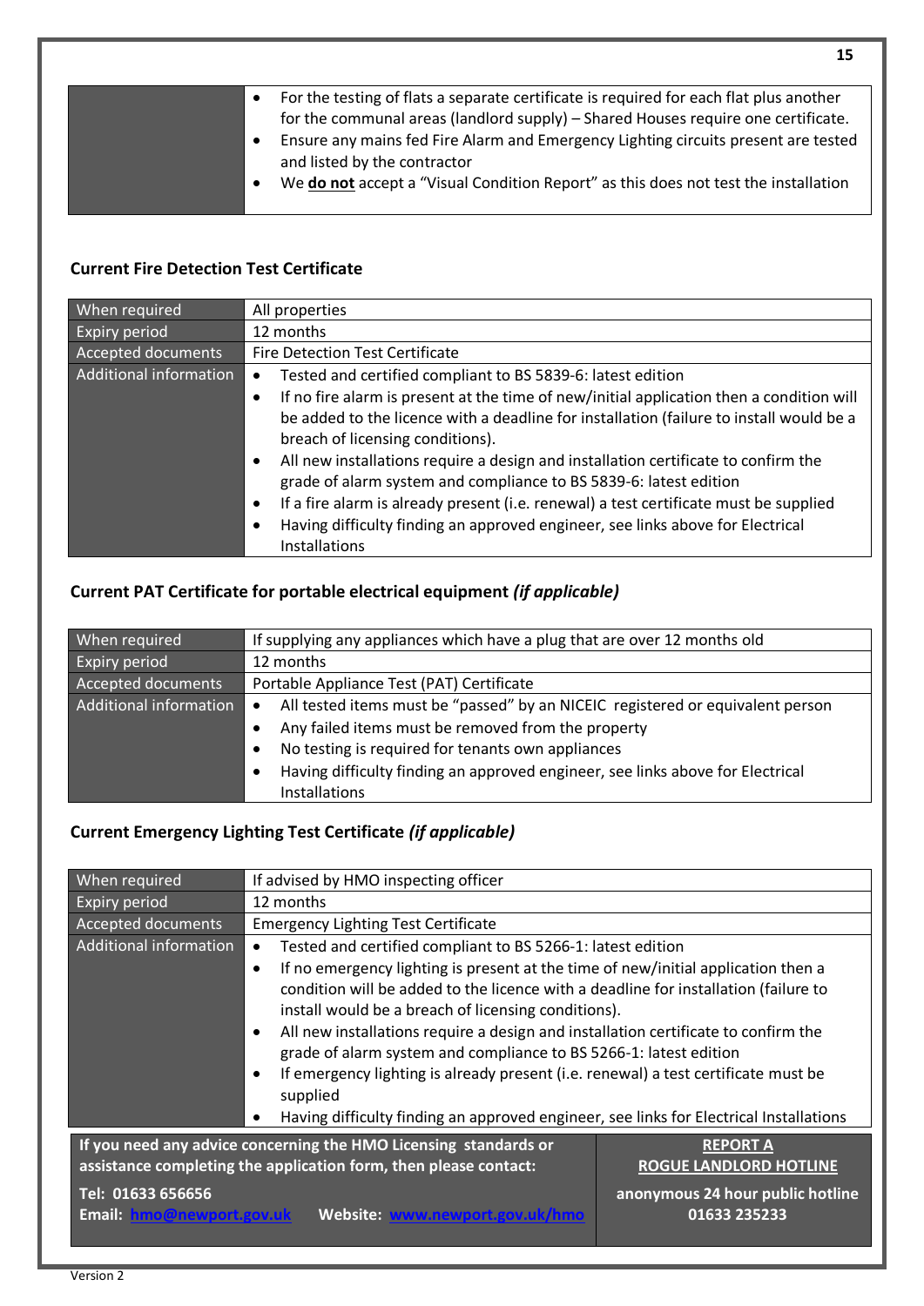| | |
|---|---|
| | • For the testing of flats a separate certificate is required for each flat plus another for the communal areas (landlord supply) – Shared Houses require one certificate.<br>• Ensure any mains fed Fire Alarm and Emergency Lighting circuits present are tested and listed by the contractor<br>• We **do not** accept a "Visual Condition Report" as this does not test the installation |

### Current Fire Detection Test Certificate

| | |
|---|---|
| When required | All properties |
| Expiry period | 12 months |
| Accepted documents | Fire Detection Test Certificate |
| Additional information | • Tested and certified compliant to BS 5839-6: latest edition<br>• If no fire alarm is present at the time of new/initial application then a condition will be added to the licence with a deadline for installation (failure to install would be a breach of licensing conditions).<br>• All new installations require a design and installation certificate to confirm the grade of alarm system and compliance to BS 5839-6: latest edition<br>• If a fire alarm is already present (i.e. renewal) a test certificate must be supplied<br>• Having difficulty finding an approved engineer, see links above for Electrical Installations |

### Current PAT Certificate for portable electrical equipment *(if applicable)*

| | |
|---|---|
| When required | If supplying any appliances which have a plug that are over 12 months old |
| Expiry period | 12 months |
| Accepted documents | Portable Appliance Test (PAT) Certificate |
| Additional information | • All tested items must be "passed" by an NICEIC registered or equivalent person<br>• Any failed items must be removed from the property<br>• No testing is required for tenants own appliances<br>• Having difficulty finding an approved engineer, see links above for Electrical Installations |

### Current Emergency Lighting Test Certificate *(if applicable)*

| | |
|---|---|
| When required | If advised by HMO inspecting officer |
| Expiry period | 12 months |
| Accepted documents | Emergency Lighting Test Certificate |
| Additional information | • Tested and certified compliant to BS 5266-1: latest edition<br>• If no emergency lighting is present at the time of new/initial application then a condition will be added to the licence with a deadline for installation (failure to install would be a breach of licensing conditions).<br>• All new installations require a design and installation certificate to confirm the grade of alarm system and compliance to BS 5266-1: latest edition<br>• If emergency lighting is already present (i.e. renewal) a test certificate must be supplied<br>• Having difficulty finding an approved engineer, see links for Electrical Installations |

| | |
|---|---|
| **If you need any advice concerning the HMO Licensing standards or assistance completing the application form, then please contact:**<br>**Tel: 01633 656656**<br>**Email: hmo@newport.gov.uk Website: www.newport.gov.uk/hmo** | **REPORT A ROGUE LANDLORD HOTLINE**<br>**anonymous 24 hour public hotline 01633 235233** |

Version 2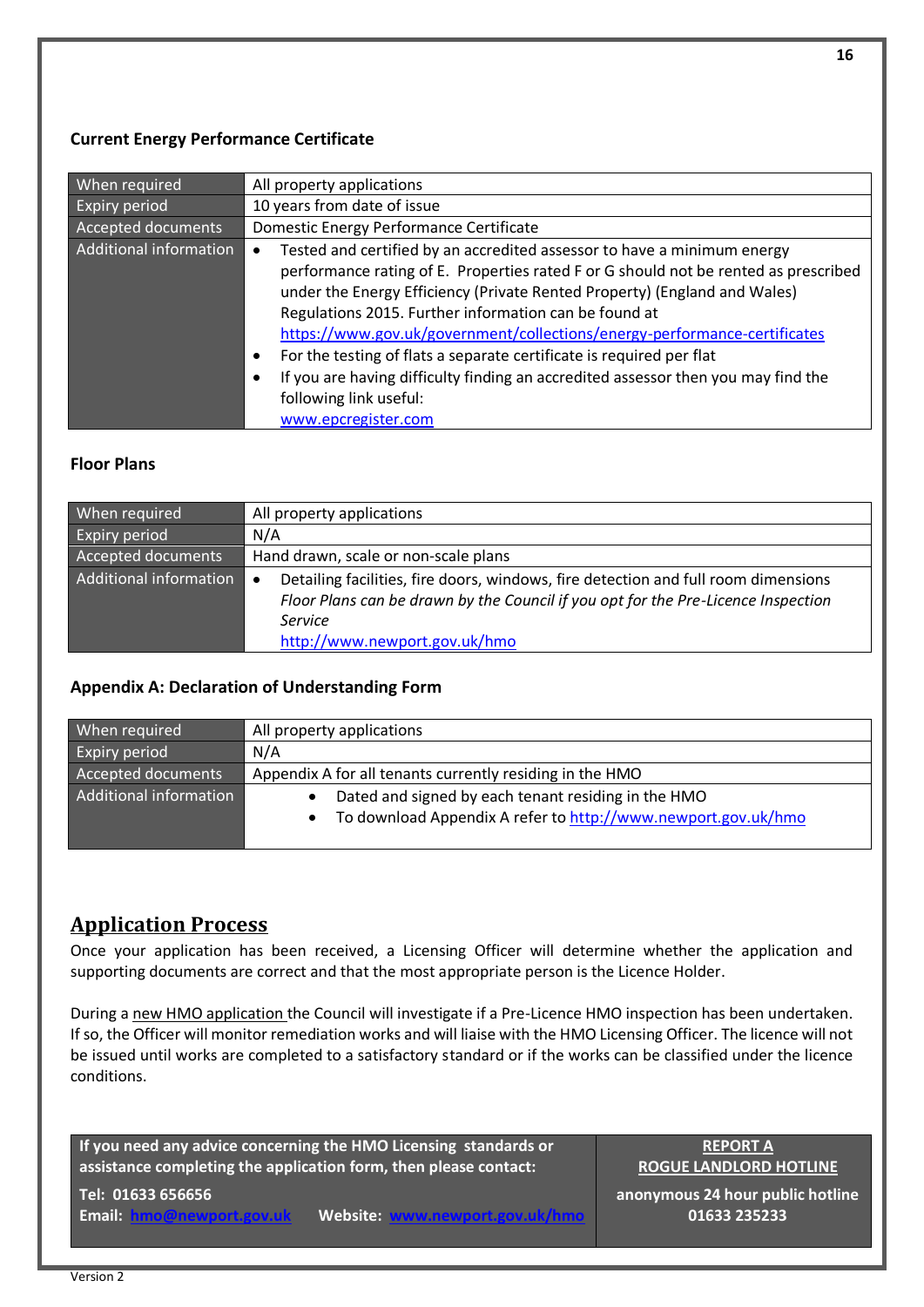### Current Energy Performance Certificate

| When required | All property applications |
|---|---|
| Expiry period | 10 years from date of issue |
| Accepted documents | Domestic Energy Performance Certificate |
| Additional information | • Tested and certified by an accredited assessor to have a minimum energy performance rating of E. Properties rated F or G should not be rented as prescribed under the Energy Efficiency (Private Rented Property) (England and Wales) Regulations 2015. Further information can be found at https://www.gov.uk/government/collections/energy-performance-certificates<br>• For the testing of flats a separate certificate is required per flat<br>• If you are having difficulty finding an accredited assessor then you may find the following link useful: www.epcregister.com |

### Floor Plans

| When required | All property applications |
|---|---|
| Expiry period | N/A |
| Accepted documents | Hand drawn, scale or non-scale plans |
| Additional information | • Detailing facilities, fire doors, windows, fire detection and full room dimensions *Floor Plans can be drawn by the Council if you opt for the Pre-Licence Inspection Service* http://www.newport.gov.uk/hmo |

### Appendix A: Declaration of Understanding Form

| When required | All property applications |
|---|---|
| Expiry period | N/A |
| Accepted documents | Appendix A for all tenants currently residing in the HMO |
| Additional information | • Dated and signed by each tenant residing in the HMO<br>• To download Appendix A refer to http://www.newport.gov.uk/hmo |

## Application Process

Once your application has been received, a Licensing Officer will determine whether the application and supporting documents are correct and that the most appropriate person is the Licence Holder.

During a new HMO application the Council will investigate if a Pre-Licence HMO inspection has been undertaken. If so, the Officer will monitor remediation works and will liaise with the HMO Licensing Officer. The licence will not be issued until works are completed to a satisfactory standard or if the works can be classified under the licence conditions.

| If you need any advice concerning the HMO Licensing standards or assistance completing the application form, then please contact: | **REPORT A ROGUE LANDLORD HOTLINE** |
|---|---|
| **Tel: 01633 656656**<br>**Email: hmo@newport.gov.uk Website: www.newport.gov.uk/hmo** | **anonymous 24 hour public hotline 01633 235233** |

Version 2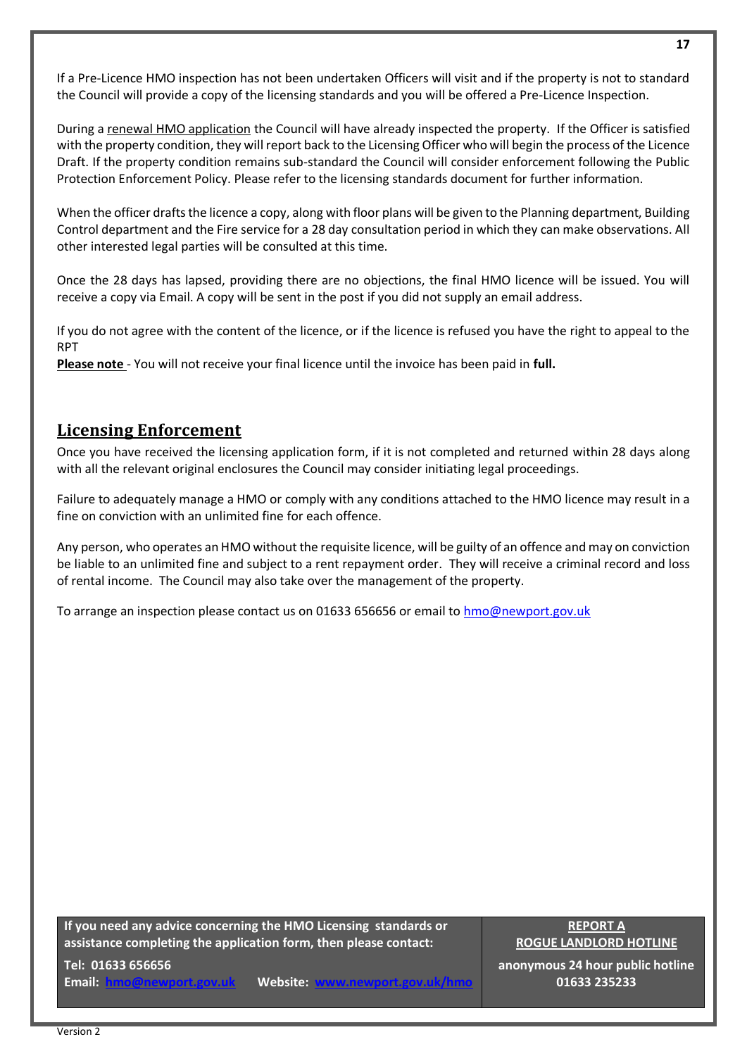If a Pre-Licence HMO inspection has not been undertaken Officers will visit and if the property is not to standard the Council will provide a copy of the licensing standards and you will be offered a Pre-Licence Inspection.

During a renewal HMO application the Council will have already inspected the property. If the Officer is satisfied with the property condition, they will report back to the Licensing Officer who will begin the process of the Licence Draft. If the property condition remains sub-standard the Council will consider enforcement following the Public Protection Enforcement Policy. Please refer to the licensing standards document for further information.

When the officer drafts the licence a copy, along with floor plans will be given to the Planning department, Building Control department and the Fire service for a 28 day consultation period in which they can make observations. All other interested legal parties will be consulted at this time.

Once the 28 days has lapsed, providing there are no objections, the final HMO licence will be issued. You will receive a copy via Email. A copy will be sent in the post if you did not supply an email address.

If you do not agree with the content of the licence, or if the licence is refused you have the right to appeal to the RPT

**Please note** - You will not receive your final licence until the invoice has been paid in **full.**

## Licensing Enforcement

Once you have received the licensing application form, if it is not completed and returned within 28 days along with all the relevant original enclosures the Council may consider initiating legal proceedings.

Failure to adequately manage a HMO or comply with any conditions attached to the HMO licence may result in a fine on conviction with an unlimited fine for each offence.

Any person, who operates an HMO without the requisite licence, will be guilty of an offence and may on conviction be liable to an unlimited fine and subject to a rent repayment order. They will receive a criminal record and loss of rental income. The Council may also take over the management of the property.

To arrange an inspection please contact us on 01633 656656 or email to hmo@newport.gov.uk

| **If you need any advice concerning the HMO Licensing standards or assistance completing the application form, then please contact:**<br>**Tel: 01633 656656**<br>**Email: hmo@newport.gov.uk Website: www.newport.gov.uk/hmo** | **REPORT A ROGUE LANDLORD HOTLINE**<br>**anonymous 24 hour public hotline 01633 235233** |
|---|---|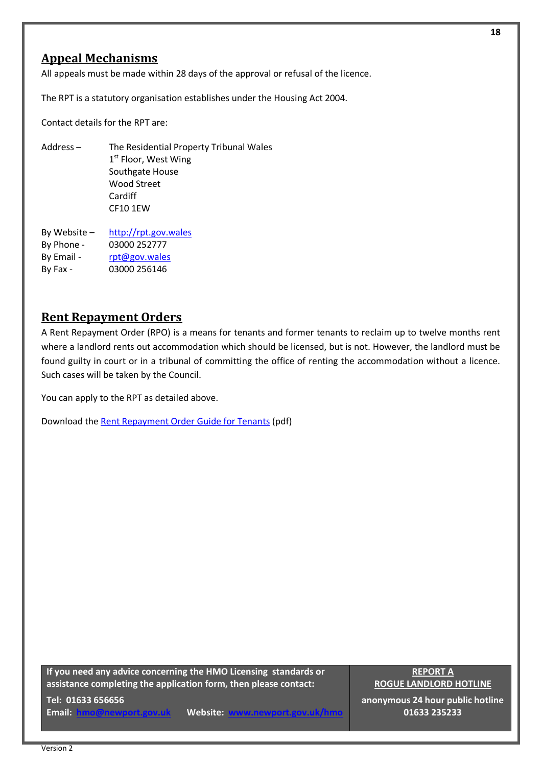## Appeal Mechanisms

All appeals must be made within 28 days of the approval or refusal of the licence.

The RPT is a statutory organisation establishes under the Housing Act 2004.

Contact details for the RPT are:

Address – The Residential Property Tribunal Wales
1st Floor, West Wing
Southgate House
Wood Street
Cardiff
CF10 1EW

By Website – http://rpt.gov.wales
By Phone - 03000 252777
By Email - rpt@gov.wales
By Fax - 03000 256146

## Rent Repayment Orders

A Rent Repayment Order (RPO) is a means for tenants and former tenants to reclaim up to twelve months rent where a landlord rents out accommodation which should be licensed, but is not. However, the landlord must be found guilty in court or in a tribunal of committing the office of renting the accommodation without a licence. Such cases will be taken by the Council.

You can apply to the RPT as detailed above.

Download the Rent Repayment Order Guide for Tenants (pdf)

| If you need any advice concerning the HMO Licensing standards or assistance completing the application form, then please contact: Tel: 01633 656656 Email: hmo@newport.gov.uk Website: www.newport.gov.uk/hmo | **REPORT A ROGUE LANDLORD HOTLINE** anonymous 24 hour public hotline 01633 235233 |
|---|---|

Version 2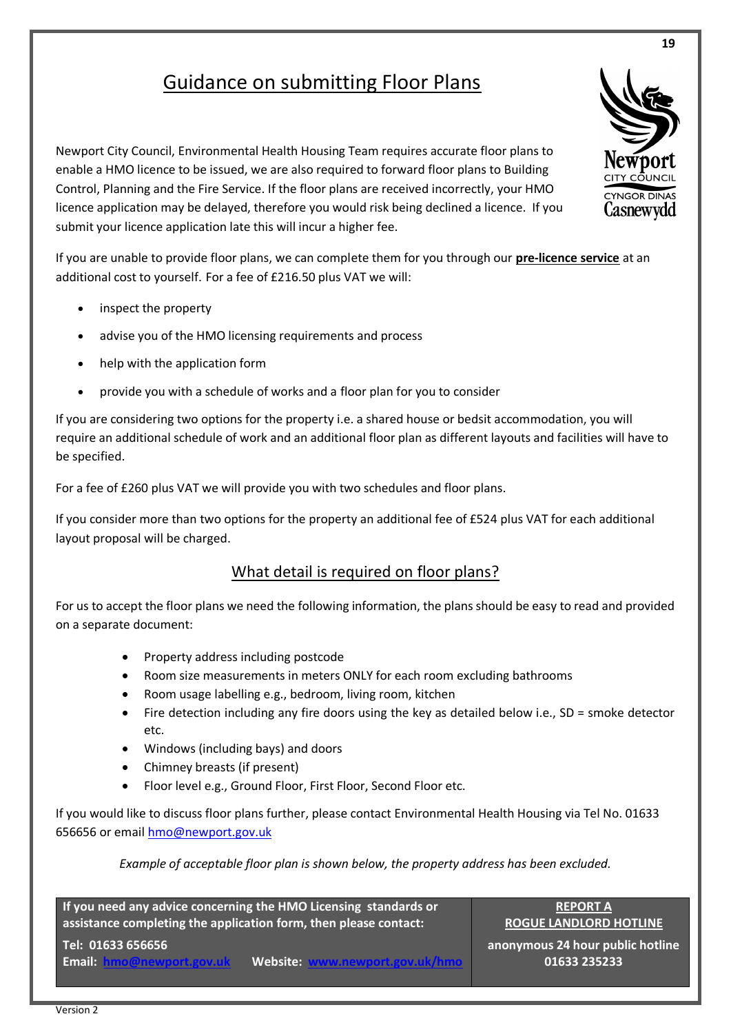## Guidance on submitting Floor Plans

Newport City Council, Environmental Health Housing Team requires accurate floor plans to enable a HMO licence to be issued, we are also required to forward floor plans to Building Control, Planning and the Fire Service. If the floor plans are received incorrectly, your HMO licence application may be delayed, therefore you would risk being declined a licence. If you submit your licence application late this will incur a higher fee.

If you are unable to provide floor plans, we can complete them for you through our **pre-licence service** at an additional cost to yourself. For a fee of £216.50 plus VAT we will:

- inspect the property
- advise you of the HMO licensing requirements and process
- help with the application form
- provide you with a schedule of works and a floor plan for you to consider

If you are considering two options for the property i.e. a shared house or bedsit accommodation, you will require an additional schedule of work and an additional floor plan as different layouts and facilities will have to be specified.

For a fee of £260 plus VAT we will provide you with two schedules and floor plans.

If you consider more than two options for the property an additional fee of £524 plus VAT for each additional layout proposal will be charged.

### What detail is required on floor plans?

For us to accept the floor plans we need the following information, the plans should be easy to read and provided on a separate document:

- Property address including postcode
- Room size measurements in meters ONLY for each room excluding bathrooms
- Room usage labelling e.g., bedroom, living room, kitchen
- Fire detection including any fire doors using the key as detailed below i.e., SD = smoke detector etc.
- Windows (including bays) and doors
- Chimney breasts (if present)
- Floor level e.g., Ground Floor, First Floor, Second Floor etc.

If you would like to discuss floor plans further, please contact Environmental Health Housing via Tel No. 01633 656656 or email hmo@newport.gov.uk

*Example of acceptable floor plan is shown below, the property address has been excluded.*

| **If you need any advice concerning the HMO Licensing standards or assistance completing the application form, then please contact:** **Tel: 01633 656656** **Email: hmo@newport.gov.uk Website: www.newport.gov.uk/hmo** | **REPORT A ROGUE LANDLORD HOTLINE** **anonymous 24 hour public hotline 01633 235233** |
|---|---|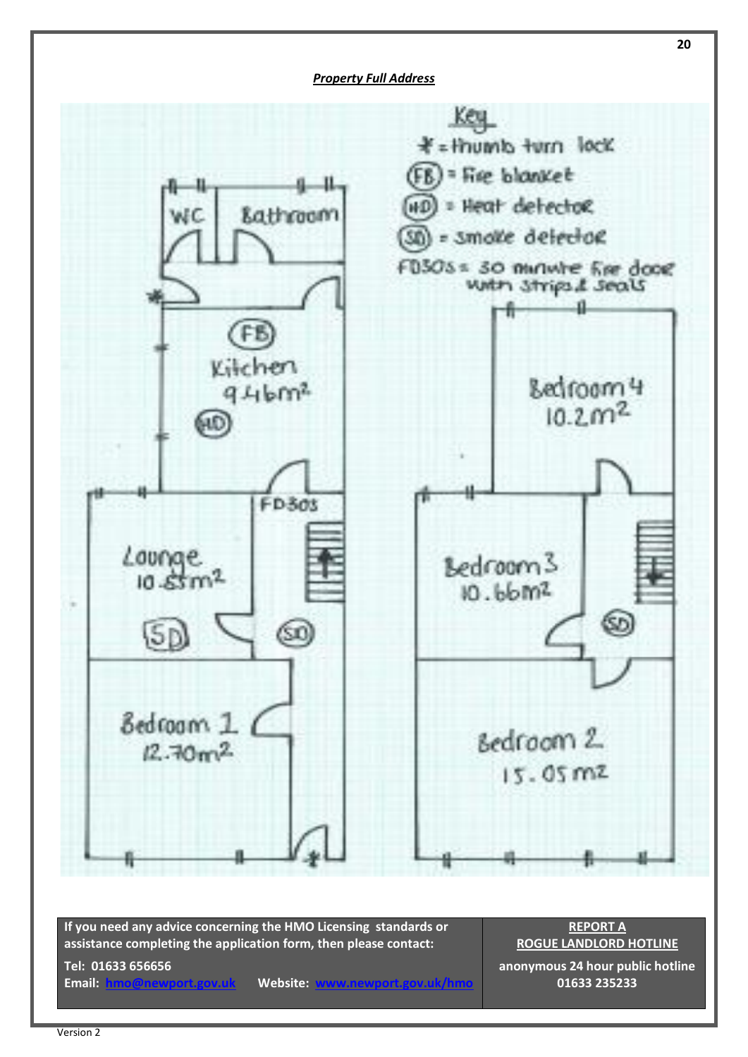***Property Full Address***

Key

* = thumb turn lock

(FB) = fire blanket

(HD) = Heat detector

(SD) = smoke detector

FD30s = 30 minute fire door with strips & seals

WC

Bathroom

Kitchen 9.46m²

FB

HD

FD30S

Lounge 10.85m²

SD

SD

Bedroom 1 12.70m²

Bedroom 4 10.2m²

Bedroom 3 10.66m²

SD

Bedroom 2 15.05m2

| | |
|---|---|
| **If you need any advice concerning the HMO Licensing standards or assistance completing the application form, then please contact:**<br>**Tel: 01633 656656**<br>**Email: hmo@newport.gov.uk Website: www.newport.gov.uk/hmo** | **REPORT A ROGUE LANDLORD HOTLINE**<br>**anonymous 24 hour public hotline 01633 235233** |

Version 2